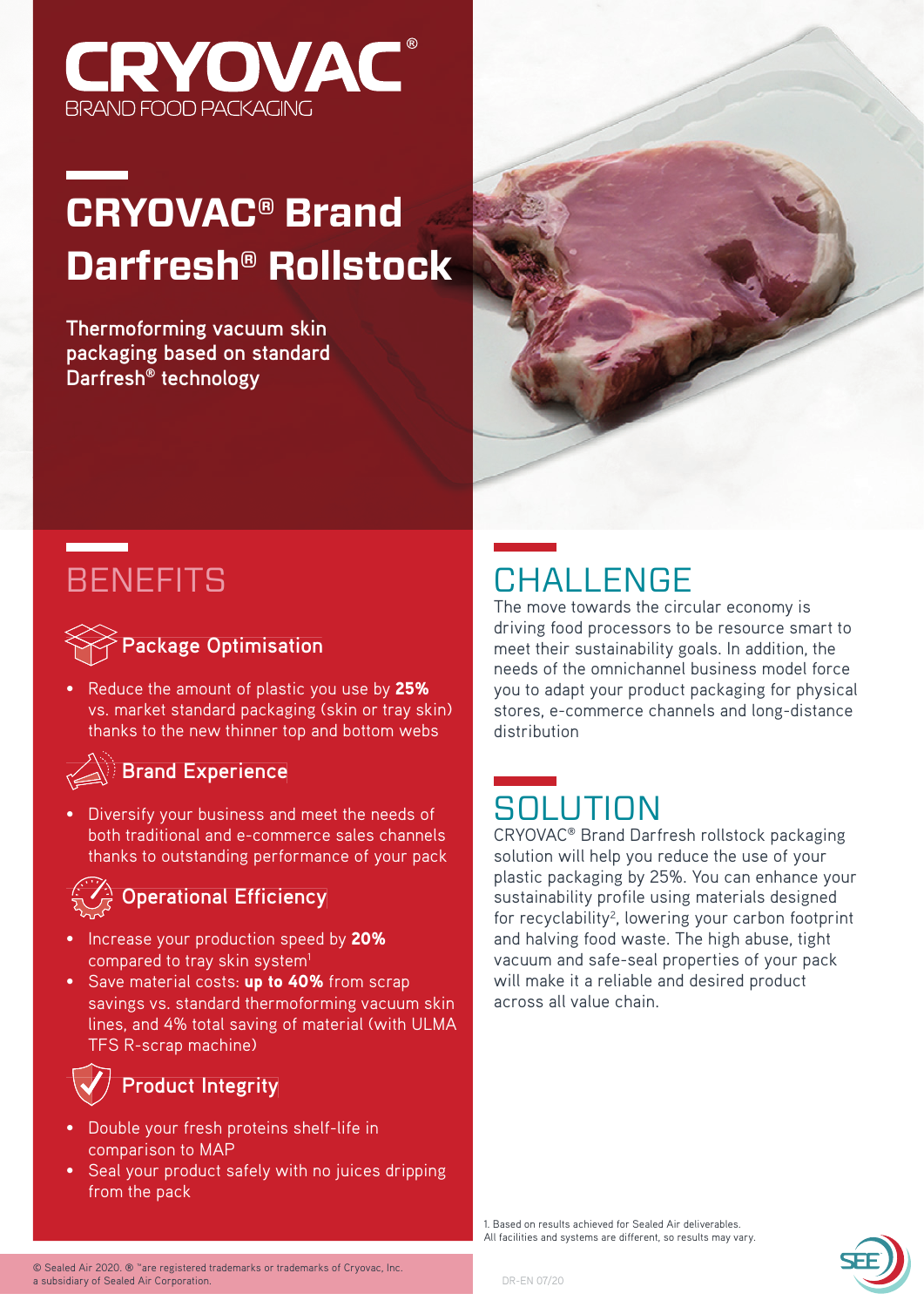CRYOVAC®
BRAND FOOD PACKAGING

# CRYOVAC® Brand Darfresh® Rollstock

Thermoforming vacuum skin packaging based on standard Darfresh® technology

## BENEFITS

### Package Optimisation

- Reduce the amount of plastic you use by **25%** vs. market standard packaging (skin or tray skin) thanks to the new thinner top and bottom webs

### Brand Experience

- Diversify your business and meet the needs of both traditional and e-commerce sales channels thanks to outstanding performance of your pack

### Operational Efficiency

- Increase your production speed by **20%** compared to tray skin system[1]
- Save material costs: **up to 40%** from scrap savings vs. standard thermoforming vacuum skin lines, and 4% total saving of material (with ULMA TFS R-scrap machine)

### Product Integrity

- Double your fresh proteins shelf-life in comparison to MAP
- Seal your product safely with no juices dripping from the pack

## CHALLENGE

The move towards the circular economy is driving food processors to be resource smart to meet their sustainability goals. In addition, the needs of the omnichannel business model force you to adapt your product packaging for physical stores, e-commerce channels and long-distance distribution

## SOLUTION

CRYOVAC® Brand Darfresh rollstock packaging solution will help you reduce the use of your plastic packaging by 25%. You can enhance your sustainability profile using materials designed for recyclability[2], lowering your carbon footprint and halving food waste. The high abuse, tight vacuum and safe-seal properties of your pack will make it a reliable and desired product across all value chain.

1. Based on results achieved for Sealed Air deliverables. All facilities and systems are different, so results may vary.

© Sealed Air 2020. ® ™are registered trademarks or trademarks of Cryovac, Inc. a subsidiary of Sealed Air Corporation.

DR-EN 07/20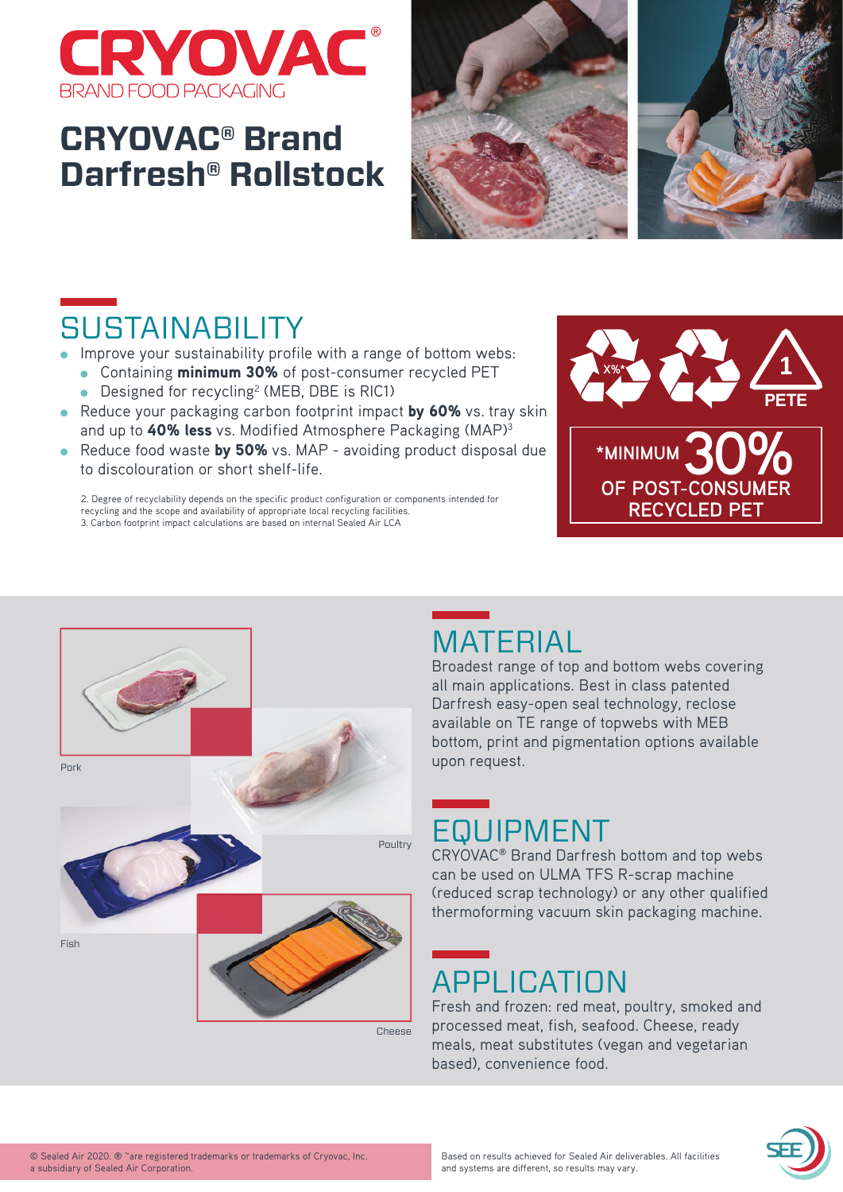# CRYOVAC®

BRAND FOOD PACKAGING

# CRYOVAC® Brand Darfresh® Rollstock

## SUSTAINABILITY

- Improve your sustainability profile with a range of bottom webs:
  - Containing **minimum 30%** of post-consumer recycled PET
  - Designed for recycling[2] (MEB, DBE is RIC1)
- Reduce your packaging carbon footprint impact **by 60%** vs. tray skin and up to **40% less** vs. Modified Atmosphere Packaging (MAP)[3]
- Reduce food waste **by 50%** vs. MAP - avoiding product disposal due to discolouration or short shelf-life.

2. Degree of recyclability depends on the specific product configuration or components intended for recycling and the scope and availability of appropriate local recycling facilities.
3. Carbon footprint impact calculations are based on internal Sealed Air LCA

X%*

1

PETE

*MINIMUM 30% OF POST-CONSUMER RECYCLED PET

Pork

Poultry

Fish

Cheese

## MATERIAL

Broadest range of top and bottom webs covering all main applications. Best in class patented Darfresh easy-open seal technology, reclose available on TE range of topwebs with MEB bottom, print and pigmentation options available upon request.

## EQUIPMENT

CRYOVAC® Brand Darfresh bottom and top webs can be used on ULMA TFS R-scrap machine (reduced scrap technology) or any other qualified thermoforming vacuum skin packaging machine.

## APPLICATION

Fresh and frozen: red meat, poultry, smoked and processed meat, fish, seafood. Cheese, ready meals, meat substitutes (vegan and vegetarian based), convenience food.

© Sealed Air 2020. ® ™are registered trademarks or trademarks of Cryovac, Inc. a subsidiary of Sealed Air Corporation.

Based on results achieved for Sealed Air deliverables. All facilities and systems are different, so results may vary.